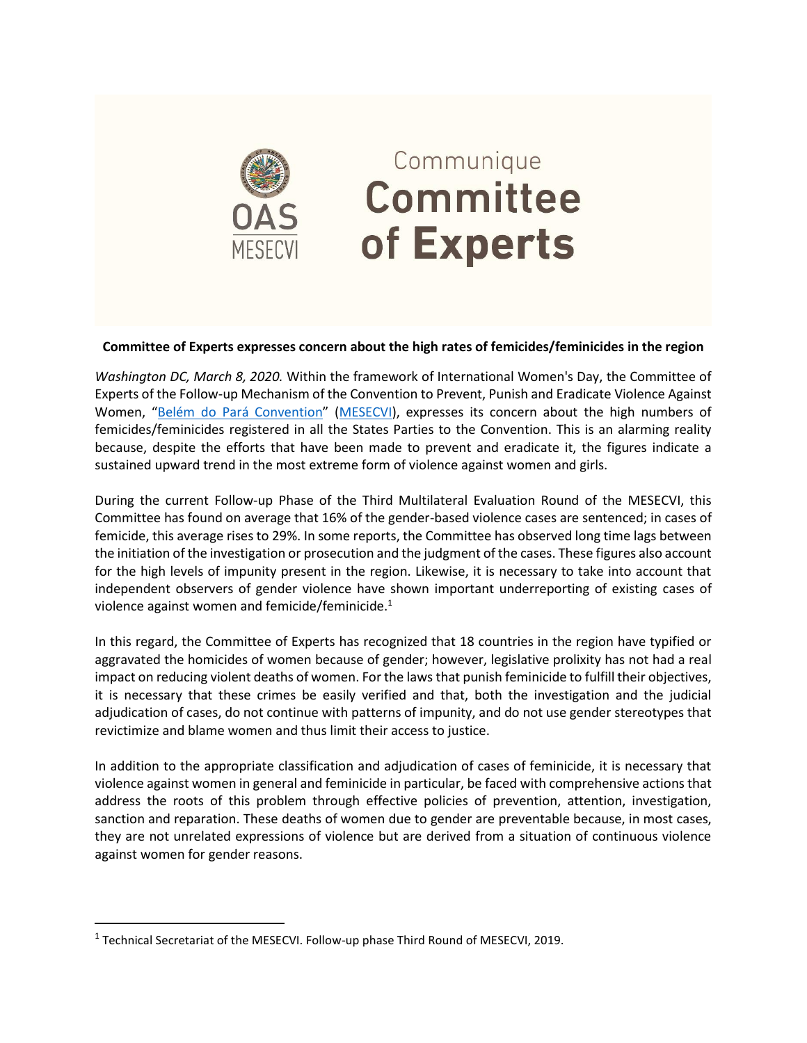Communique

# Committee of Experts

**Committee of Experts expresses concern about the high rates of femicides/feminicides in the region**

*Washington DC, March 8, 2020.* Within the framework of International Women's Day, the Committee of Experts of the Follow-up Mechanism of the Convention to Prevent, Punish and Eradicate Violence Against Women, "Belém do Pará Convention" (MESECVI), expresses its concern about the high numbers of femicides/feminicides registered in all the States Parties to the Convention. This is an alarming reality because, despite the efforts that have been made to prevent and eradicate it, the figures indicate a sustained upward trend in the most extreme form of violence against women and girls.

During the current Follow-up Phase of the Third Multilateral Evaluation Round of the MESECVI, this Committee has found on average that 16% of the gender-based violence cases are sentenced; in cases of femicide, this average rises to 29%. In some reports, the Committee has observed long time lags between the initiation of the investigation or prosecution and the judgment of the cases. These figures also account for the high levels of impunity present in the region. Likewise, it is necessary to take into account that independent observers of gender violence have shown important underreporting of existing cases of violence against women and femicide/feminicide.[1]

In this regard, the Committee of Experts has recognized that 18 countries in the region have typified or aggravated the homicides of women because of gender; however, legislative prolixity has not had a real impact on reducing violent deaths of women. For the laws that punish feminicide to fulfill their objectives, it is necessary that these crimes be easily verified and that, both the investigation and the judicial adjudication of cases, do not continue with patterns of impunity, and do not use gender stereotypes that revictimize and blame women and thus limit their access to justice.

In addition to the appropriate classification and adjudication of cases of feminicide, it is necessary that violence against women in general and feminicide in particular, be faced with comprehensive actions that address the roots of this problem through effective policies of prevention, attention, investigation, sanction and reparation. These deaths of women due to gender are preventable because, in most cases, they are not unrelated expressions of violence but are derived from a situation of continuous violence against women for gender reasons.

---

[1] Technical Secretariat of the MESECVI. Follow-up phase Third Round of MESECVI, 2019.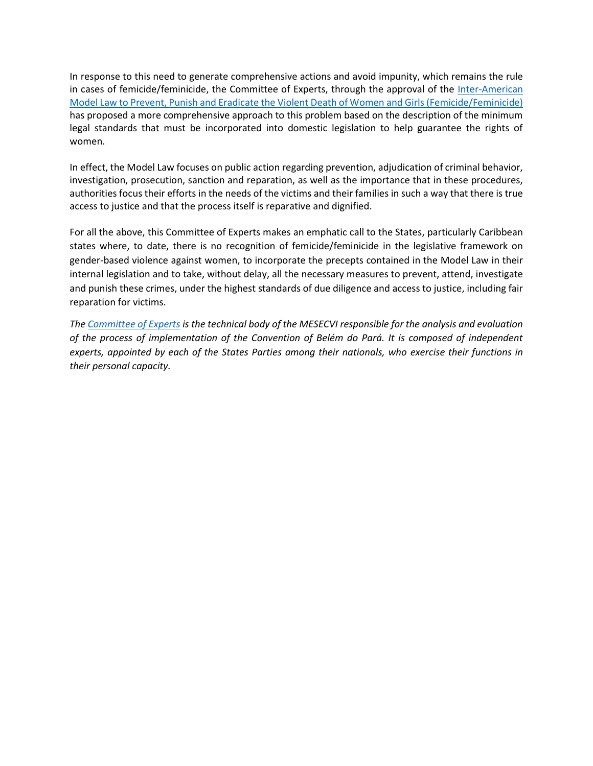In response to this need to generate comprehensive actions and avoid impunity, which remains the rule in cases of femicide/feminicide, the Committee of Experts, through the approval of the Inter-American Model Law to Prevent, Punish and Eradicate the Violent Death of Women and Girls (Femicide/Feminicide) has proposed a more comprehensive approach to this problem based on the description of the minimum legal standards that must be incorporated into domestic legislation to help guarantee the rights of women.

In effect, the Model Law focuses on public action regarding prevention, adjudication of criminal behavior, investigation, prosecution, sanction and reparation, as well as the importance that in these procedures, authorities focus their efforts in the needs of the victims and their families in such a way that there is true access to justice and that the process itself is reparative and dignified.

For all the above, this Committee of Experts makes an emphatic call to the States, particularly Caribbean states where, to date, there is no recognition of femicide/feminicide in the legislative framework on gender-based violence against women, to incorporate the precepts contained in the Model Law in their internal legislation and to take, without delay, all the necessary measures to prevent, attend, investigate and punish these crimes, under the highest standards of due diligence and access to justice, including fair reparation for victims.

*The Committee of Experts is the technical body of the MESECVI responsible for the analysis and evaluation of the process of implementation of the Convention of Belém do Pará. It is composed of independent experts, appointed by each of the States Parties among their nationals, who exercise their functions in their personal capacity.*